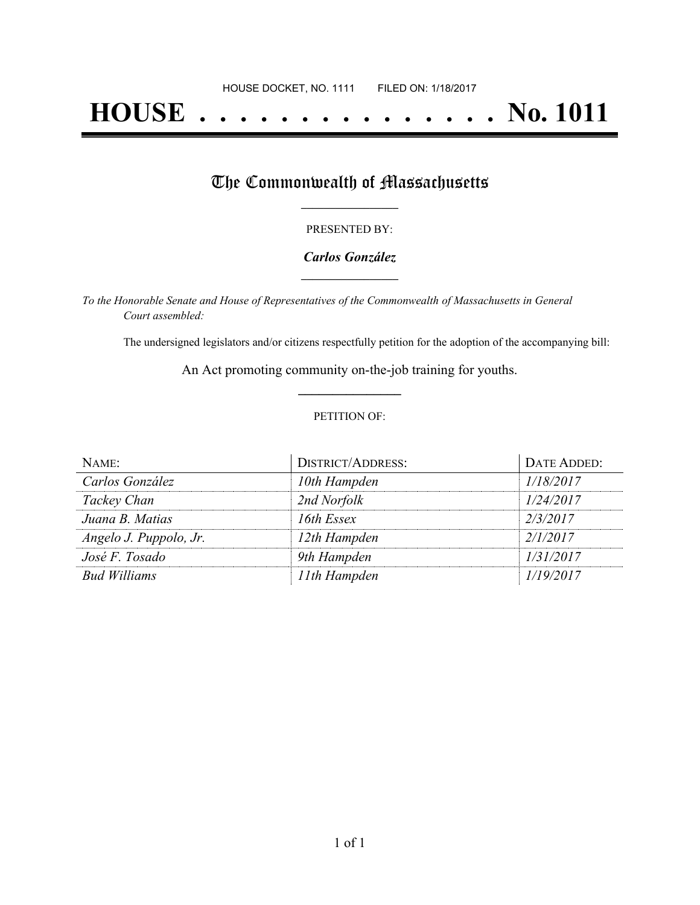HOUSE DOCKET, NO. 1111 FILED ON: 1/18/2017

# HOUSE . . . . . . . . . . . . . . . No. 1011

## The Commonwealth of Massachusetts

PRESENTED BY:

***Carlos González***

*To the Honorable Senate and House of Representatives of the Commonwealth of Massachusetts in General Court assembled:*

The undersigned legislators and/or citizens respectfully petition for the adoption of the accompanying bill:

An Act promoting community on-the-job training for youths.

PETITION OF:

| NAME: | DISTRICT/ADDRESS: | DATE ADDED: |
|---|---|---|
| *Carlos González* | *10th Hampden* | *1/18/2017* |
| *Tackey Chan* | *2nd Norfolk* | *1/24/2017* |
| *Juana B. Matias* | *16th Essex* | *2/3/2017* |
| *Angelo J. Puppolo, Jr.* | *12th Hampden* | *2/1/2017* |
| *José F. Tosado* | *9th Hampden* | *1/31/2017* |
| *Bud Williams* | *11th Hampden* | *1/19/2017* |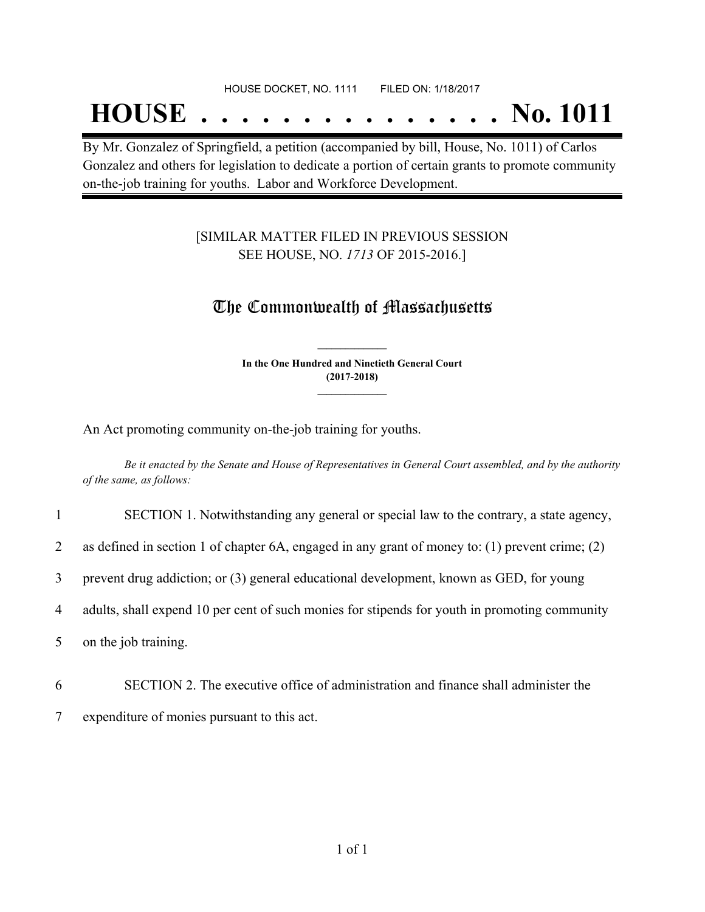HOUSE DOCKET, NO. 1111 FILED ON: 1/18/2017

# HOUSE . . . . . . . . . . . . . . . No. 1011

By Mr. Gonzalez of Springfield, a petition (accompanied by bill, House, No. 1011) of Carlos Gonzalez and others for legislation to dedicate a portion of certain grants to promote community on-the-job training for youths. Labor and Workforce Development.

[SIMILAR MATTER FILED IN PREVIOUS SESSION SEE HOUSE, NO. *1713* OF 2015-2016.]

## The Commonwealth of Massachusetts

**In the One Hundred and Ninetieth General Court (2017-2018)**

An Act promoting community on-the-job training for youths.

*Be it enacted by the Senate and House of Representatives in General Court assembled, and by the authority of the same, as follows:*

1 SECTION 1. Notwithstanding any general or special law to the contrary, a state agency,
2 as defined in section 1 of chapter 6A, engaged in any grant of money to: (1) prevent crime; (2)
3 prevent drug addiction; or (3) general educational development, known as GED, for young
4 adults, shall expend 10 per cent of such monies for stipends for youth in promoting community
5 on the job training.

6 SECTION 2. The executive office of administration and finance shall administer the
7 expenditure of monies pursuant to this act.